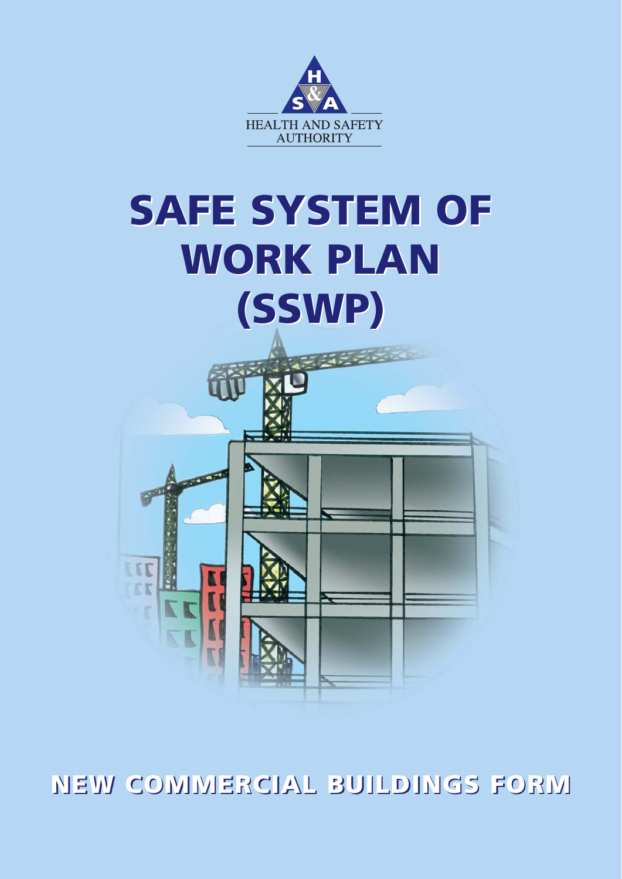HEALTH AND SAFETY AUTHORITY

# SAFE SYSTEM OF WORK PLAN (SSWP)

## NEW COMMERCIAL BUILDINGS FORM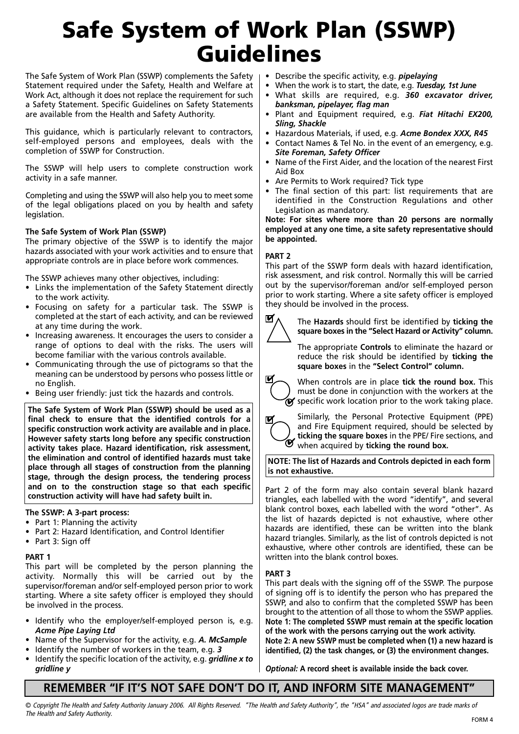# Safe System of Work Plan (SSWP) Guidelines

The Safe System of Work Plan (SSWP) complements the Safety Statement required under the Safety, Health and Welfare at Work Act, although it does not replace the requirement for such a Safety Statement. Specific Guidelines on Safety Statements are available from the Health and Safety Authority.

This guidance, which is particularly relevant to contractors, self-employed persons and employees, deals with the completion of SSWP for Construction.

The SSWP will help users to complete construction work activity in a safe manner.

Completing and using the SSWP will also help you to meet some of the legal obligations placed on you by health and safety legislation.

**The Safe System of Work Plan (SSWP)**

The primary objective of the SSWP is to identify the major hazards associated with your work activities and to ensure that appropriate controls are in place before work commences.

The SSWP achieves many other objectives, including:

- Links the implementation of the Safety Statement directly to the work activity.
- Focusing on safety for a particular task. The SSWP is completed at the start of each activity, and can be reviewed at any time during the work.
- Increasing awareness. It encourages the users to consider a range of options to deal with the risks. The users will become familiar with the various controls available.
- Communicating through the use of pictograms so that the meaning can be understood by persons who possess little or no English.
- Being user friendly: just tick the hazards and controls.

**The Safe System of Work Plan (SSWP) should be used as a final check to ensure that the identified controls for a specific construction work activity are available and in place. However safety starts long before any specific construction activity takes place. Hazard identification, risk assessment, the elimination and control of identified hazards must take place through all stages of construction from the planning stage, through the design process, the tendering process and on to the construction stage so that each specific construction activity will have had safety built in.**

**The SSWP: A 3-part process:**

- Part 1: Planning the activity
- Part 2: Hazard Identification, and Control Identifier
- Part 3: Sign off

**PART 1**

This part will be completed by the person planning the activity. Normally this will be carried out by the supervisor/foreman and/or self-employed person prior to work starting. Where a site safety officer is employed they should be involved in the process.

- Identify who the employer/self-employed person is, e.g. ***Acme Pipe Laying Ltd***
- Name of the Supervisor for the activity, e.g. ***A. McSample***
- Identify the number of workers in the team, e.g. ***3***
- Identify the specific location of the activity, e.g. ***gridline x to gridline y***
- Describe the specific activity, e.g. ***pipelaying***
- When the work is to start, the date, e.g. ***Tuesday, 1st June***
- What skills are required, e.g. ***360 excavator driver, banksman, pipelayer, flag man***
- Plant and Equipment required, e.g. ***Fiat Hitachi EX200, Sling, Shackle***
- Hazardous Materials, if used, e.g. ***Acme Bondex XXX, R45***
- Contact Names & Tel No. in the event of an emergency, e.g. ***Site Foreman, Safety Officer***
- Name of the First Aider, and the location of the nearest First Aid Box
- Are Permits to Work required? Tick type
- The final section of this part: list requirements that are identified in the Construction Regulations and other Legislation as mandatory.

**Note: For sites where more than 20 persons are normally employed at any one time, a site safety representative should be appointed.**

**PART 2**

This part of the SSWP form deals with hazard identification, risk assessment, and risk control. Normally this will be carried out by the supervisor/foreman and/or self-employed person prior to work starting. Where a site safety officer is employed they should be involved in the process.

The **Hazards** should first be identified by **ticking the square boxes in the "Select Hazard or Activity" column.**

The appropriate **Controls** to eliminate the hazard or reduce the risk should be identified by **ticking the square boxes** in the **"Select Control" column.**

When controls are in place **tick the round box.** This must be done in conjunction with the workers at the specific work location prior to the work taking place.

Similarly, the Personal Protective Equipment (PPE) and Fire Equipment required, should be selected by **ticking the square boxes** in the PPE/ Fire sections, and when acquired by **ticking the round box.**

**NOTE: The list of Hazards and Controls depicted in each form is not exhaustive.**

Part 2 of the form may also contain several blank hazard triangles, each labelled with the word "identify", and several blank control boxes, each labelled with the word "other". As the list of hazards depicted is not exhaustive, where other hazards are identified, these can be written into the blank hazard triangles. Similarly, as the list of controls depicted is not exhaustive, where other controls are identified, these can be written into the blank control boxes.

**PART 3**

This part deals with the signing off of the SSWP. The purpose of signing off is to identify the person who has prepared the SSWP, and also to confirm that the completed SSWP has been brought to the attention of all those to whom the SSWP applies.

**Note 1: The completed SSWP must remain at the specific location of the work with the persons carrying out the work activity.**

**Note 2: A new SSWP must be completed when (1) a new hazard is identified, (2) the task changes, or (3) the environment changes.**

*Optional:* **A record sheet is available inside the back cover.**

**REMEMBER "IF IT'S NOT SAFE DON'T DO IT, AND INFORM SITE MANAGEMENT"**

*© Copyright The Health and Safety Authority January 2006. All Rights Reserved. "The Health and Safety Authority", the "HSA" and associated logos are trade marks of The Health and Safety Authority.*

FORM 4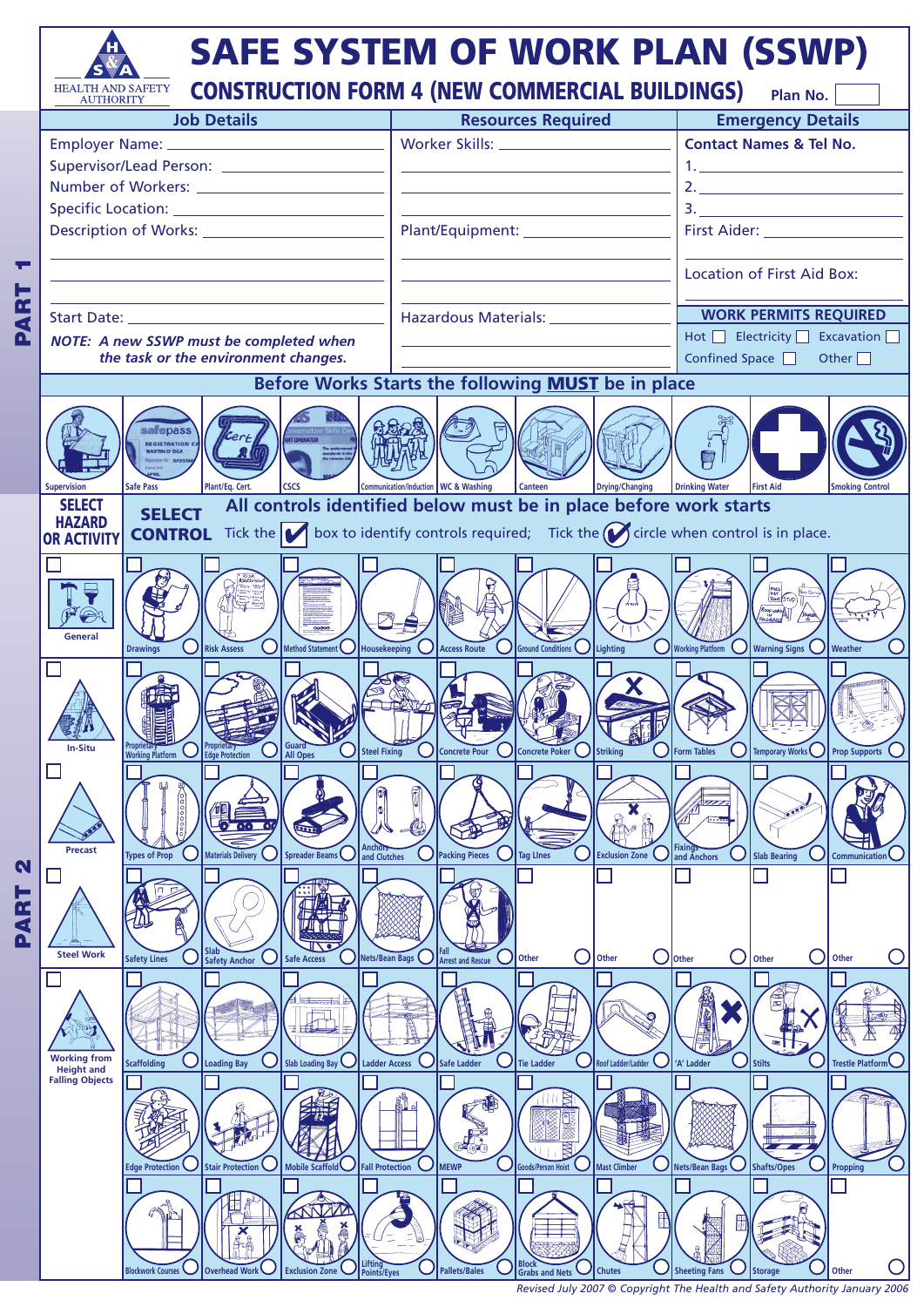# SAFE SYSTEM OF WORK PLAN (SSWP)

HEALTH AND SAFETY AUTHORITY

## CONSTRUCTION FORM 4 (NEW COMMERCIAL BUILDINGS)

Plan No. ______

**PART 1**

| Job Details | Resources Required | Emergency Details |
|---|---|---|
| Employer Name: ______ | Worker Skills: ______ | **Contact Names & Tel No.** |
| Supervisor/Lead Person: ______ | | 1. ______ |
| Number of Workers: ______ | | 2. ______ |
| Specific Location: ______ | | 3. ______ |
| Description of Works: ______ | Plant/Equipment: ______ | First Aider: ______ |
| | | Location of First Aid Box: |
| Start Date: ______ | Hazardous Materials: ______ | **WORK PERMITS REQUIRED** |
| ***NOTE: A new SSWP must be completed when the task or the environment changes.*** | | Hot ☐ Electricity ☐ Excavation ☐ |
| | | Confined Space ☐ Other ☐ |

### Before Works Starts the following MUST be in place

Supervision | Safe Pass | Plant/Eq. Cert. | CSCS | Communication/Induction | WC & Washing | Canteen | Drying/Changing | Drinking Water | First Aid | Smoking Control

**PART 2**

**SELECT HAZARD OR ACTIVITY** | **SELECT CONTROL** — All controls identified below must be in place before work starts

Tick the ☐ box to identify controls required; Tick the ◯ circle when control is in place.

| Hazard / Activity | Controls |
|---|---|
| ☐ General | ☐ Drawings ◯ · ☐ Risk Assess ◯ · ☐ Method Statement ◯ · ☐ Housekeeping ◯ · ☐ Access Route ◯ · ☐ Ground Conditions ◯ · ☐ Lighting ◯ · ☐ Working Platform ◯ · ☐ Warning Signs ◯ · ☐ Weather ◯ |
| ☐ In-Situ | ☐ Proprietary Working Platform ◯ · ☐ Proprietary Edge Protection ◯ · ☐ Guard All Opes ◯ · ☐ Steel Fixing ◯ · ☐ Concrete Pour ◯ · ☐ Concrete Poker ◯ · ☐ Striking ◯ · ☐ Form Tables ◯ · ☐ Temporary Works ◯ · ☐ Prop Supports ◯ |
| ☐ Precast | ☐ Types of Prop ◯ · ☐ Materials Delivery ◯ · ☐ Spreader Beams ◯ · ☐ Anchors and Clutches ◯ · ☐ Packing Pieces ◯ · ☐ Tag Lines ◯ · ☐ Exclusion Zone ◯ · ☐ Fixings and Anchors ◯ · ☐ Slab Bearing ◯ · ☐ Communication ◯ |
| ☐ Steel Work | ☐ Safety Lines ◯ · ☐ Slab Safety Anchor ◯ · ☐ Safe Access ◯ · ☐ Nets/Bean Bags ◯ · ☐ Fall Arrest and Rescue ◯ · ☐ Other ◯ · ☐ Other ◯ · ☐ Other ◯ · ☐ Other ◯ · ☐ Other ◯ |
| ☐ Working from Height and Falling Objects | ☐ Scaffolding ◯ · ☐ Loading Bay ◯ · ☐ Slab Loading Bay ◯ · ☐ Ladder Access ◯ · ☐ Safe Ladder ◯ · ☐ Tie Ladder ◯ · ☐ Roof Ladder/Ladder ◯ · ☐ 'A' Ladder ◯ · ☐ Stilts ◯ · ☐ Trestle Platform ◯ |
| | ☐ Edge Protection ◯ · ☐ Stair Protection ◯ · ☐ Mobile Scaffold ◯ · ☐ Fall Protection ◯ · ☐ MEWP ◯ · ☐ Goods/Person Hoist ◯ · ☐ Mast Climber ◯ · ☐ Nets/Bean Bags ◯ · ☐ Shafts/Opes ◯ · ☐ Propping ◯ |
| | ☐ Blockwork Courses ◯ · ☐ Overhead Work ◯ · ☐ Exclusion Zone ◯ · ☐ Lifting Points/Eyes ◯ · ☐ Pallets/Bales ◯ · ☐ Block Grabs and Nets ◯ · ☐ Chutes ◯ · ☐ Sheeting Fans ◯ · ☐ Storage ◯ · ☐ Other ◯ |

*Revised July 2007 © Copyright The Health and Safety Authority January 2006*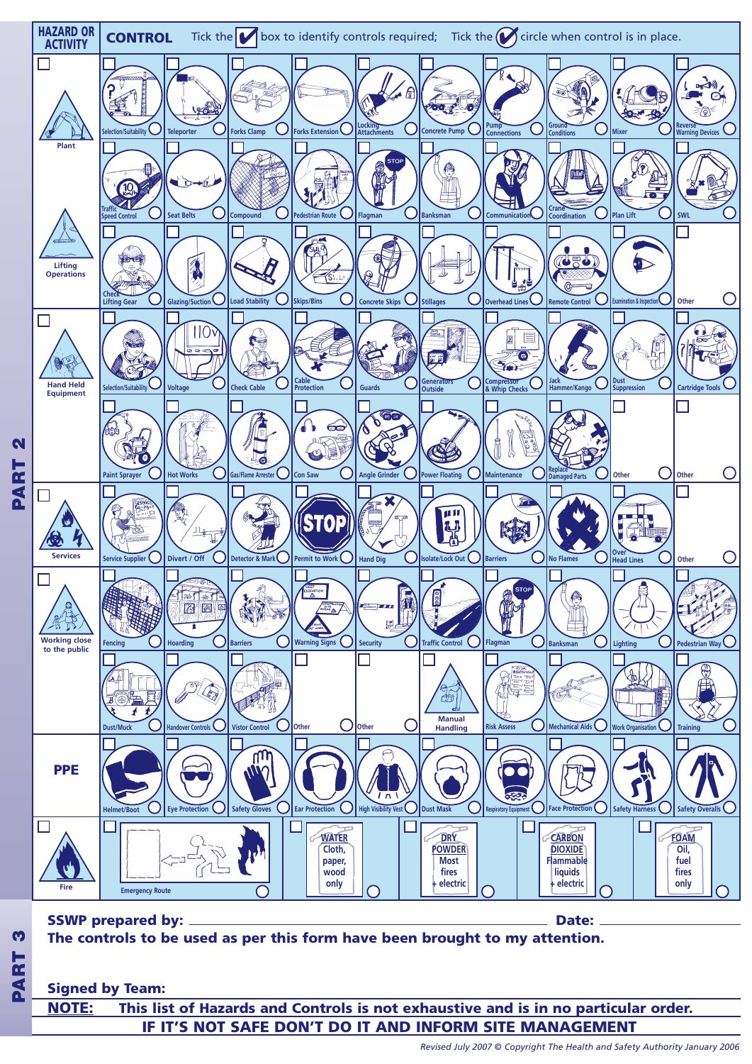# PART 2

| HAZARD OR ACTIVITY | CONTROL — Tick the ☑ box to identify controls required; Tick the ✓ circle when control is in place. | | | | | | | | | |
|---|---|---|---|---|---|---|---|---|---|---|
| Plant | Selection/Suitability | Teleporter | Forks Clamp | Forks Extension | Locking Attachments | Concrete Pump | Pump Connections | Ground Conditions | Mixer | Reverse Warning Devices |
| | Traffic Speed Control | Seat Belts | Compound | Pedestrian Route | Flagman | Banksman | Communication | Crane Coordination | Plan Lift | SWL |
| Lifting Operations | Check Lifting Gear | Glazing/Suction | Load Stability | Skips/Bins | Concrete Skips | Stillages | Overhead Lines | Remote Control | Examination & Inspection | Other |
| Hand Held Equipment | Selection/Suitability | Voltage | Check Cable | Cable Protection | Guards | Generators Outside | Compressor & Whip Checks | Jack Hammer/Kango | Dust Suppression | Cartridge Tools |
| | Paint Sprayer | Hot Works | Gas/Flame Arrester | Con Saw | Angle Grinder | Power Floating | Maintenance | Replace Damaged Parts | Other | Other |
| Services | Service Supplier | Divert / Off | Detector & Mark | Permit to Work | Hand Dig | Isolate/Lock Out | Barriers | No Flames | Over Head Lines | Other |
| Working close to the public | Fencing | Hoarding | Barriers | Warning Signs | Security | Traffic Control | Flagman | Banksman | Lighting | Pedestrian Way |
| | Dust/Muck | Handover Controls | Visitor Control | Other | Other | Manual Handling | Risk Assess | Mechanical Aids | Work Organisation | Training |
| PPE | Helmet/Boot | Eye Protection | Safety Gloves | Ear Protection | High Visibility Vest | Dust Mask | Respiratory Equipment | Face Protection | Safety Harness | Safety Overalls |
| Fire | Emergency Route | | | WATER Cloth, paper, wood only | | DRY POWDER Most fires + electric | | CARBON DIOXIDE Flammable liquids + electric | | FOAM Oil, fuel fires only |

# PART 3

**SSWP prepared by:** ______________________ **Date:** ____________

**The controls to be used as per this form have been brought to my attention.**

**Signed by Team:**

**<u>NOTE:</u> This list of Hazards and Controls is not exhaustive and is in no particular order.**

**IF IT'S NOT SAFE DON'T DO IT AND INFORM SITE MANAGEMENT**

*Revised July 2007 © Copyright The Health and Safety Authority January 2006*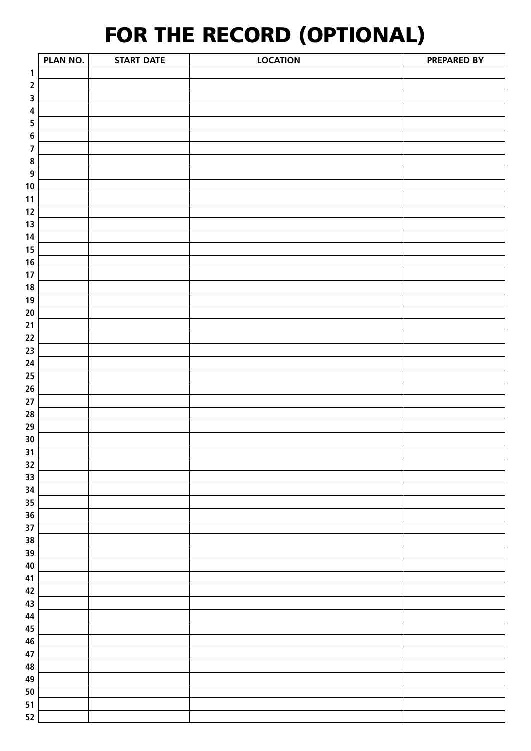# FOR THE RECORD (OPTIONAL)

| | PLAN NO. | START DATE | LOCATION | PREPARED BY |
|---|---|---|---|---|
| 1 | | | | |
| 2 | | | | |
| 3 | | | | |
| 4 | | | | |
| 5 | | | | |
| 6 | | | | |
| 7 | | | | |
| 8 | | | | |
| 9 | | | | |
| 10 | | | | |
| 11 | | | | |
| 12 | | | | |
| 13 | | | | |
| 14 | | | | |
| 15 | | | | |
| 16 | | | | |
| 17 | | | | |
| 18 | | | | |
| 19 | | | | |
| 20 | | | | |
| 21 | | | | |
| 22 | | | | |
| 23 | | | | |
| 24 | | | | |
| 25 | | | | |
| 26 | | | | |
| 27 | | | | |
| 28 | | | | |
| 29 | | | | |
| 30 | | | | |
| 31 | | | | |
| 32 | | | | |
| 33 | | | | |
| 34 | | | | |
| 35 | | | | |
| 36 | | | | |
| 37 | | | | |
| 38 | | | | |
| 39 | | | | |
| 40 | | | | |
| 41 | | | | |
| 42 | | | | |
| 43 | | | | |
| 44 | | | | |
| 45 | | | | |
| 46 | | | | |
| 47 | | | | |
| 48 | | | | |
| 49 | | | | |
| 50 | | | | |
| 51 | | | | |
| 52 | | | | |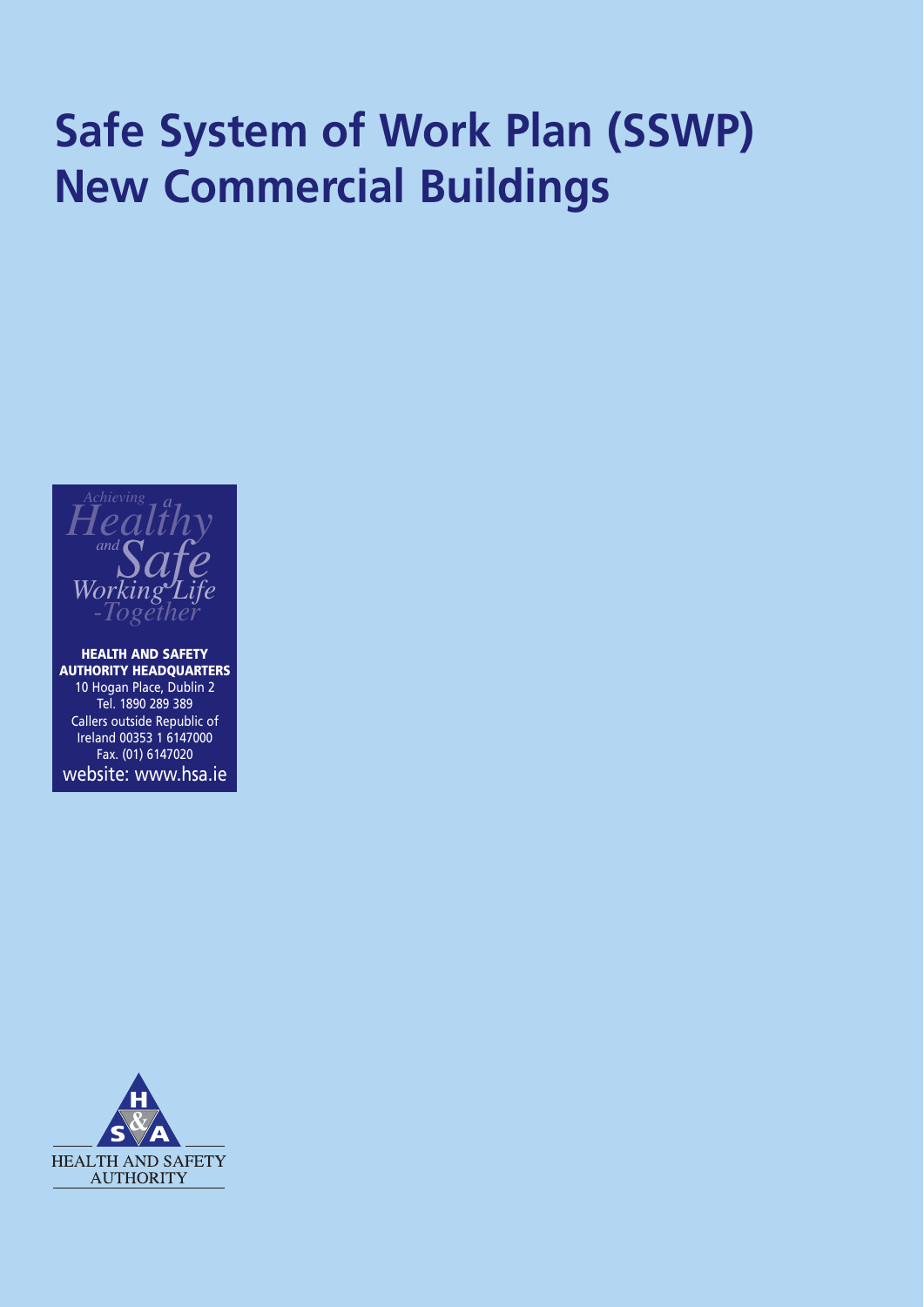# Safe System of Work Plan (SSWP) New Commercial Buildings

*Achieving a Healthy and Safe Working Life -Together*

**HEALTH AND SAFETY AUTHORITY HEADQUARTERS**
10 Hogan Place, Dublin 2
Tel. 1890 289 389
Callers outside Republic of Ireland 00353 1 6147000
Fax. (01) 6147020
website: www.hsa.ie

HEALTH AND SAFETY AUTHORITY